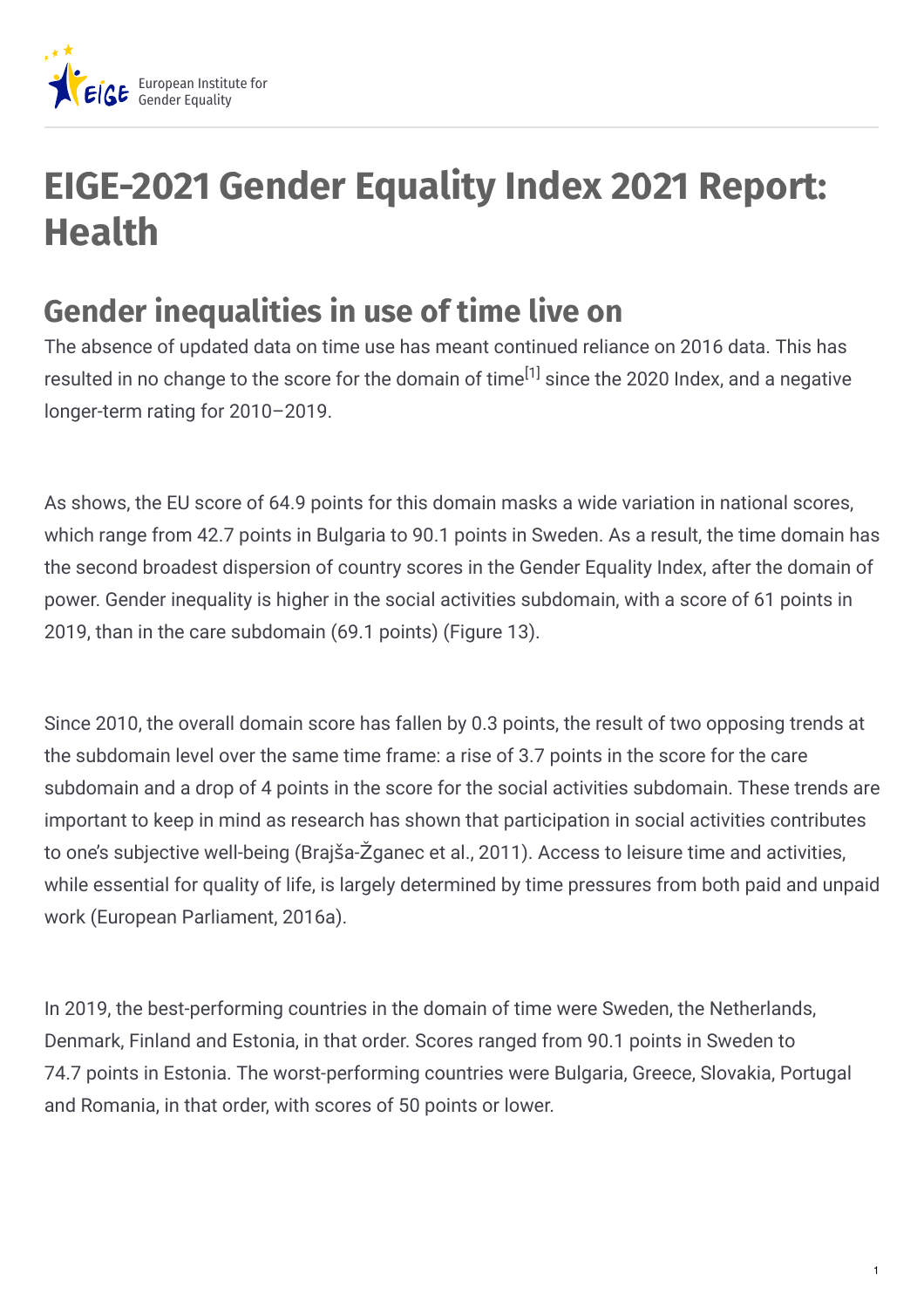# EIGE-2021 Gender Equality Index 2021 Report: Health

## Gender inequalities in use of time live on

The absence of updated data on time use has meant continued reliance on 2016 data. This has resulted in no change to the score for the domain of time[1] since the 2020 Index, and a negative longer-term rating for 2010–2019.

As shows, the EU score of 64.9 points for this domain masks a wide variation in national scores, which range from 42.7 points in Bulgaria to 90.1 points in Sweden. As a result, the time domain has the second broadest dispersion of country scores in the Gender Equality Index, after the domain of power. Gender inequality is higher in the social activities subdomain, with a score of 61 points in 2019, than in the care subdomain (69.1 points) (Figure 13).

Since 2010, the overall domain score has fallen by 0.3 points, the result of two opposing trends at the subdomain level over the same time frame: a rise of 3.7 points in the score for the care subdomain and a drop of 4 points in the score for the social activities subdomain. These trends are important to keep in mind as research has shown that participation in social activities contributes to one's subjective well-being (Brajša-Žganec et al., 2011). Access to leisure time and activities, while essential for quality of life, is largely determined by time pressures from both paid and unpaid work (European Parliament, 2016a).

In 2019, the best-performing countries in the domain of time were Sweden, the Netherlands, Denmark, Finland and Estonia, in that order. Scores ranged from 90.1 points in Sweden to 74.7 points in Estonia. The worst-performing countries were Bulgaria, Greece, Slovakia, Portugal and Romania, in that order, with scores of 50 points or lower.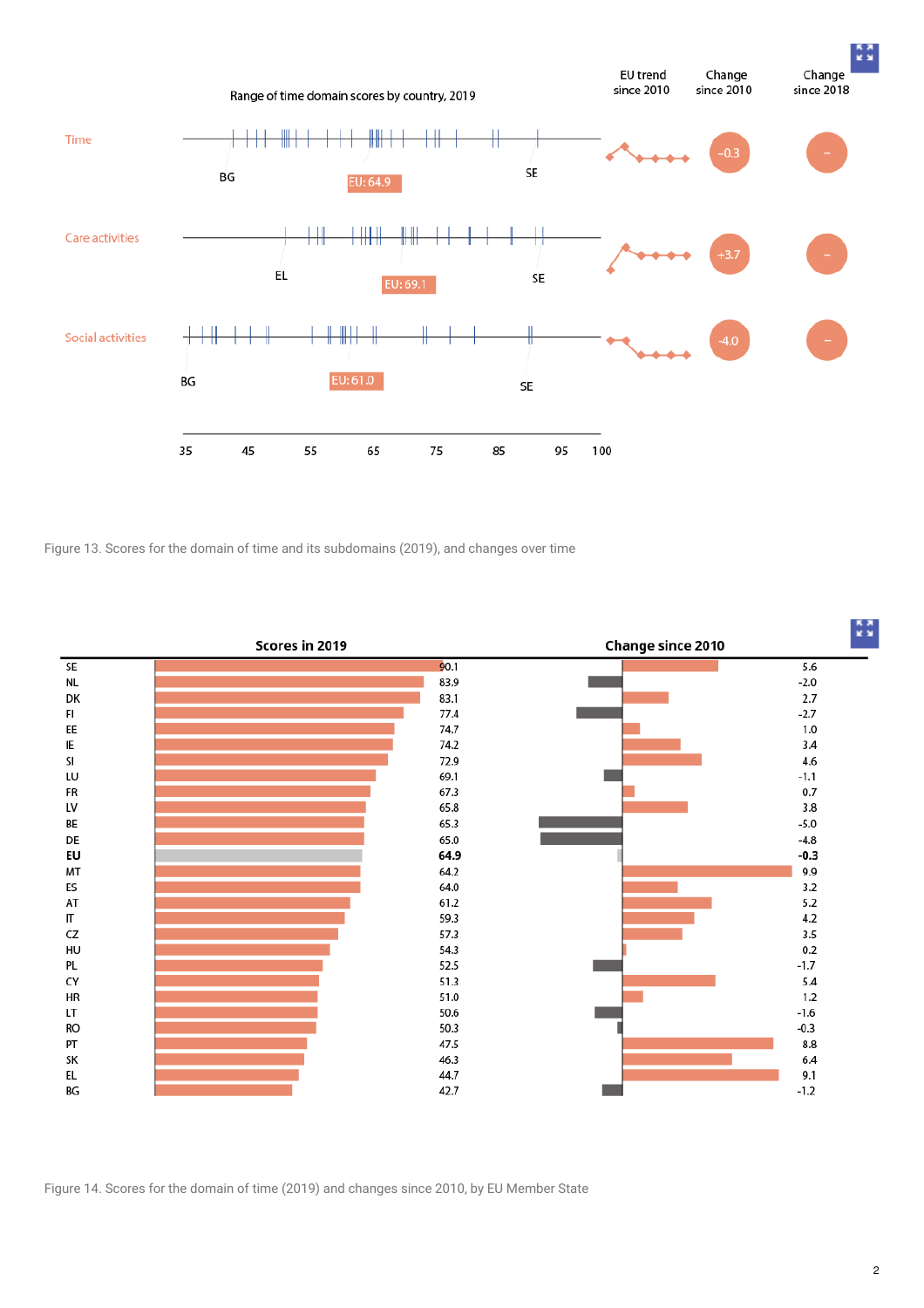Range of time domain scores by country, 2019

| | Lowest | EU | Highest | Change since 2010 | Change since 2018 |
|---|---|---|---|---|---|
| Time | BG | EU: 64.9 | SE | -0.3 | – |
| Care activities | EL | EU: 69.1 | SE | +3.7 | – |
| Social activities | BG | EU: 61.0 | SE | -4.0 | – |

Figure 13. Scores for the domain of time and its subdomains (2019), and changes over time

| | Scores in 2019 | Change since 2010 |
|---|---|---|
| SE | 90.1 | 5.6 |
| NL | 83.9 | -2.0 |
| DK | 83.1 | 2.7 |
| FI | 77.4 | -2.7 |
| EE | 74.7 | 1.0 |
| IE | 74.2 | 3.4 |
| SI | 72.9 | 4.6 |
| LU | 69.1 | -1.1 |
| FR | 67.3 | 0.7 |
| LV | 65.8 | 3.8 |
| BE | 65.3 | -5.0 |
| DE | 65.0 | -4.8 |
| **EU** | **64.9** | **-0.3** |
| MT | 64.2 | 9.9 |
| ES | 64.0 | 3.2 |
| AT | 61.2 | 5.2 |
| IT | 59.3 | 4.2 |
| CZ | 57.3 | 3.5 |
| HU | 54.3 | 0.2 |
| PL | 52.5 | -1.7 |
| CY | 51.3 | 5.4 |
| HR | 51.0 | 1.2 |
| LT | 50.6 | -1.6 |
| RO | 50.3 | -0.3 |
| PT | 47.5 | 8.8 |
| SK | 46.3 | 6.4 |
| EL | 44.7 | 9.1 |
| BG | 42.7 | -1.2 |

Figure 14. Scores for the domain of time (2019) and changes since 2010, by EU Member State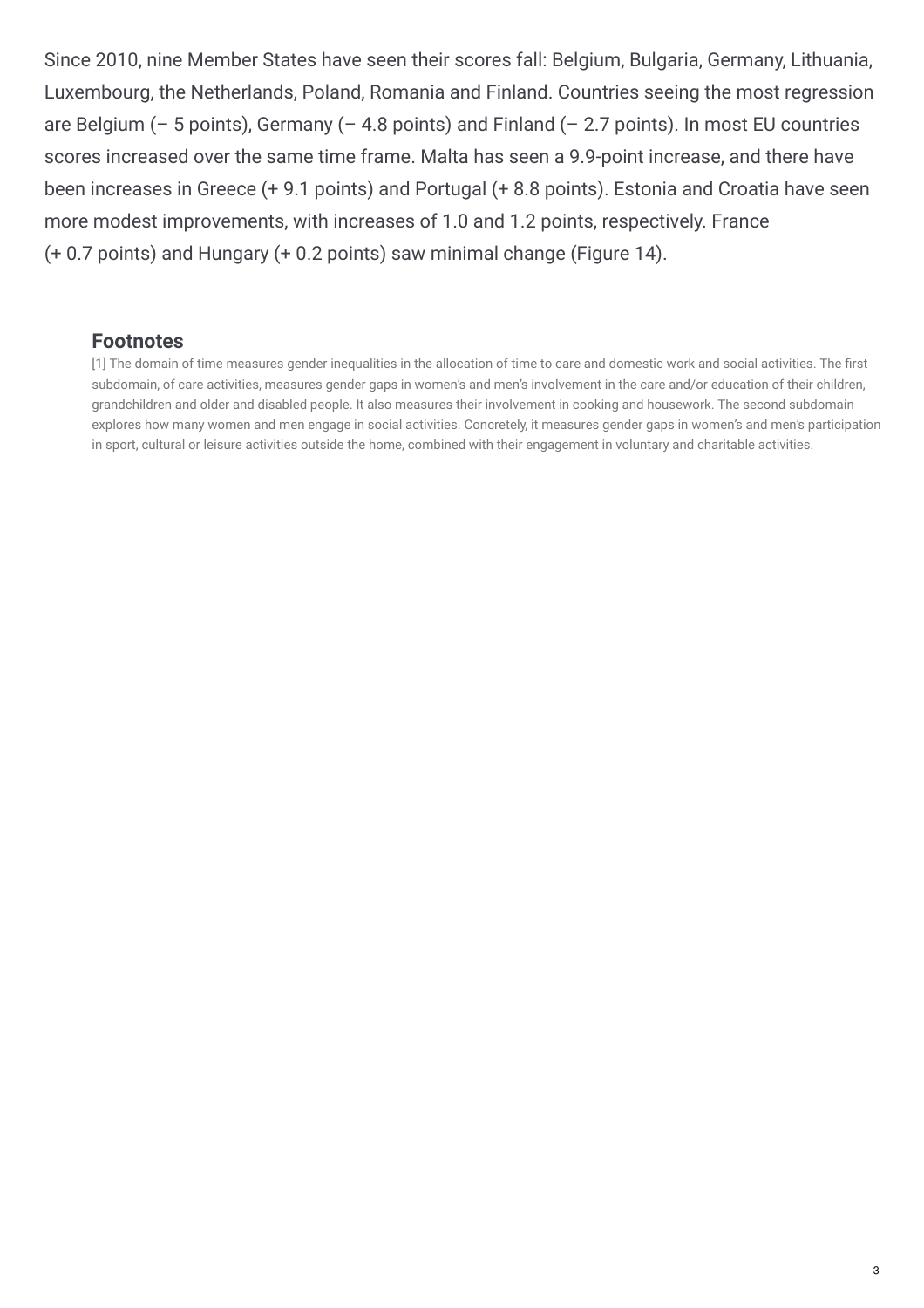Since 2010, nine Member States have seen their scores fall: Belgium, Bulgaria, Germany, Lithuania, Luxembourg, the Netherlands, Poland, Romania and Finland. Countries seeing the most regression are Belgium (– 5 points), Germany (– 4.8 points) and Finland (– 2.7 points). In most EU countries scores increased over the same time frame. Malta has seen a 9.9-point increase, and there have been increases in Greece (+ 9.1 points) and Portugal (+ 8.8 points). Estonia and Croatia have seen more modest improvements, with increases of 1.0 and 1.2 points, respectively. France (+ 0.7 points) and Hungary (+ 0.2 points) saw minimal change (Figure 14).

### Footnotes

[1] The domain of time measures gender inequalities in the allocation of time to care and domestic work and social activities. The first subdomain, of care activities, measures gender gaps in women's and men's involvement in the care and/or education of their children, grandchildren and older and disabled people. It also measures their involvement in cooking and housework. The second subdomain explores how many women and men engage in social activities. Concretely, it measures gender gaps in women's and men's participation in sport, cultural or leisure activities outside the home, combined with their engagement in voluntary and charitable activities.